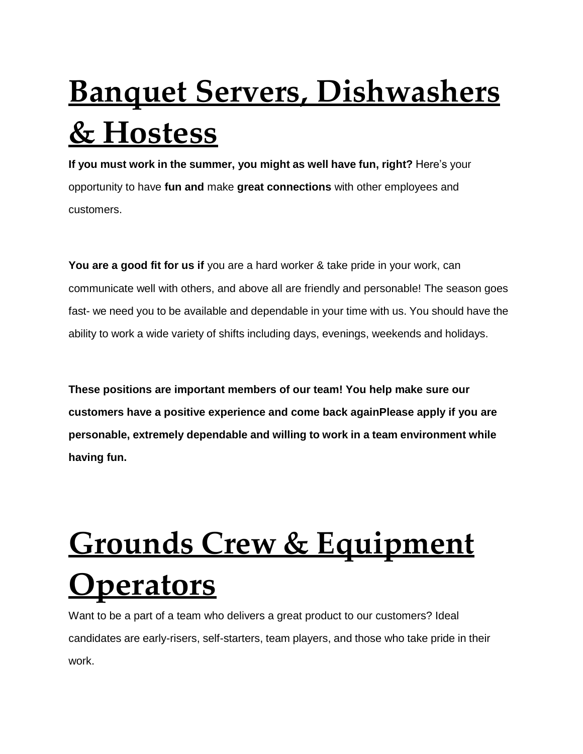# Banquet Servers, Dishwashers & Hostess

**If you must work in the summer, you might as well have fun, right?** Here's your opportunity to have **fun and** make **great connections** with other employees and customers.

**You are a good fit for us if** you are a hard worker & take pride in your work, can communicate well with others, and above all are friendly and personable! The season goes fast- we need you to be available and dependable in your time with us. You should have the ability to work a wide variety of shifts including days, evenings, weekends and holidays.

**These positions are important members of our team! You help make sure our customers have a positive experience and come back againPlease apply if you are personable, extremely dependable and willing to work in a team environment while having fun.**

# Grounds Crew & Equipment Operators

Want to be a part of a team who delivers a great product to our customers? Ideal candidates are early-risers, self-starters, team players, and those who take pride in their work.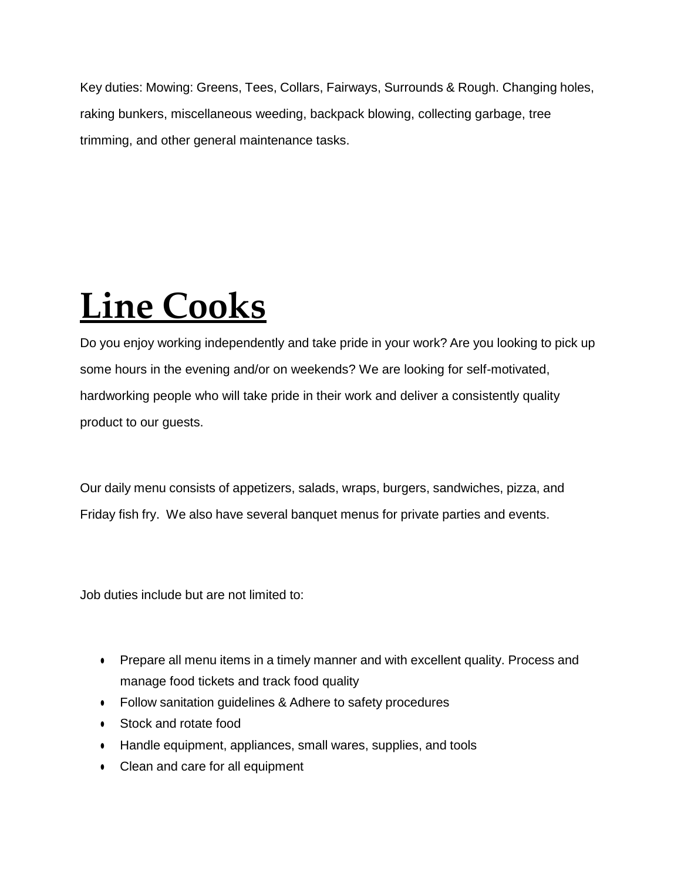Key duties: Mowing: Greens, Tees, Collars, Fairways, Surrounds & Rough. Changing holes, raking bunkers, miscellaneous weeding, backpack blowing, collecting garbage, tree trimming, and other general maintenance tasks.

# Line Cooks

Do you enjoy working independently and take pride in your work? Are you looking to pick up some hours in the evening and/or on weekends? We are looking for self-motivated, hardworking people who will take pride in their work and deliver a consistently quality product to our guests.

Our daily menu consists of appetizers, salads, wraps, burgers, sandwiches, pizza, and Friday fish fry. We also have several banquet menus for private parties and events.

Job duties include but are not limited to:

- Prepare all menu items in a timely manner and with excellent quality. Process and manage food tickets and track food quality
- Follow sanitation guidelines & Adhere to safety procedures
- Stock and rotate food
- Handle equipment, appliances, small wares, supplies, and tools
- Clean and care for all equipment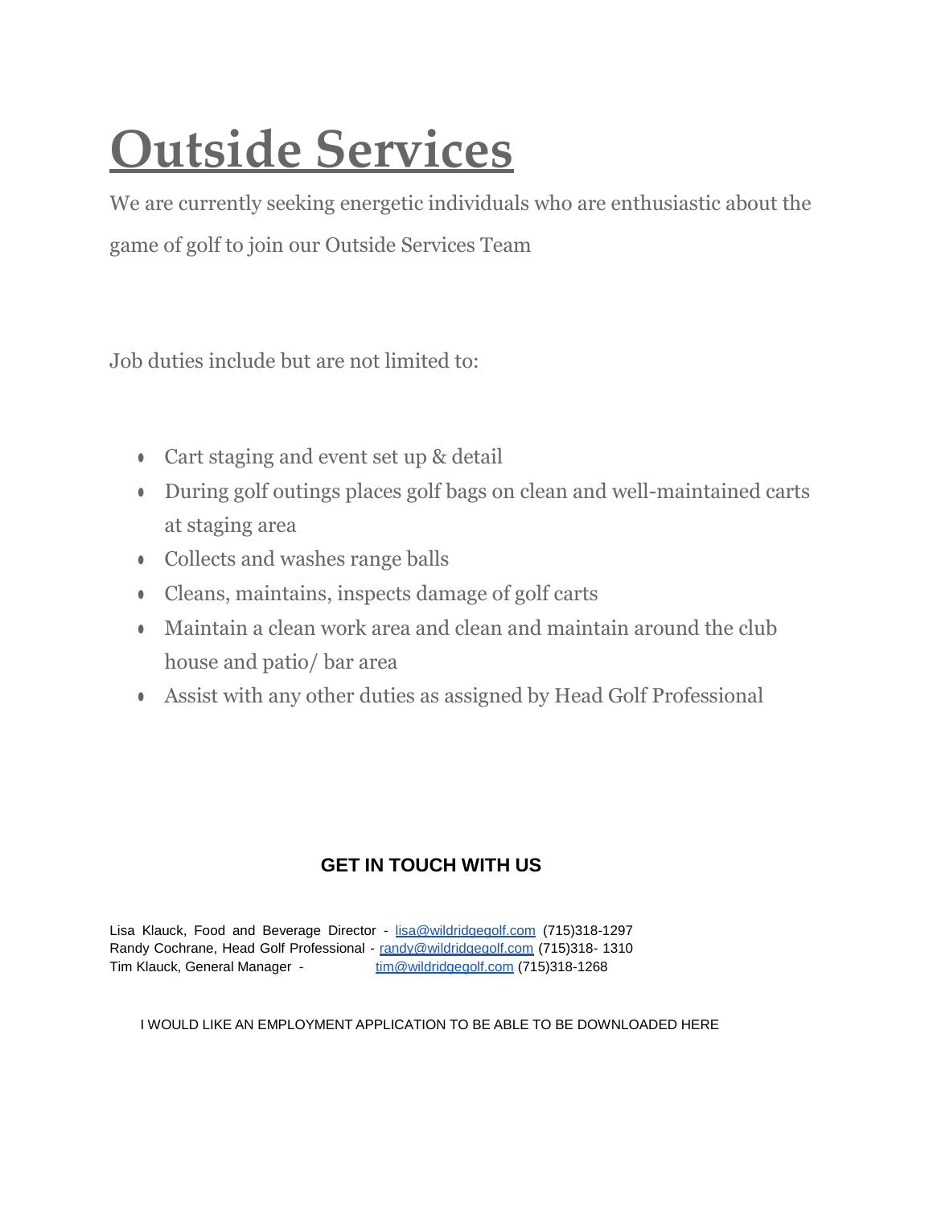# Outside Services

We are currently seeking energetic individuals who are enthusiastic about the game of golf to join our Outside Services Team

Job duties include but are not limited to:

- Cart staging and event set up & detail
- During golf outings places golf bags on clean and well-maintained carts at staging area
- Collects and washes range balls
- Cleans, maintains, inspects damage of golf carts
- Maintain a clean work area and clean and maintain around the club house and patio/ bar area
- Assist with any other duties as assigned by Head Golf Professional

## GET IN TOUCH WITH US

Lisa Klauck, Food and Beverage Director - lisa@wildridgegolf.com (715)318-1297
Randy Cochrane, Head Golf Professional - randy@wildridgegolf.com (715)318- 1310
Tim Klauck, General Manager - tim@wildridgegolf.com (715)318-1268

I WOULD LIKE AN EMPLOYMENT APPLICATION TO BE ABLE TO BE DOWNLOADED HERE